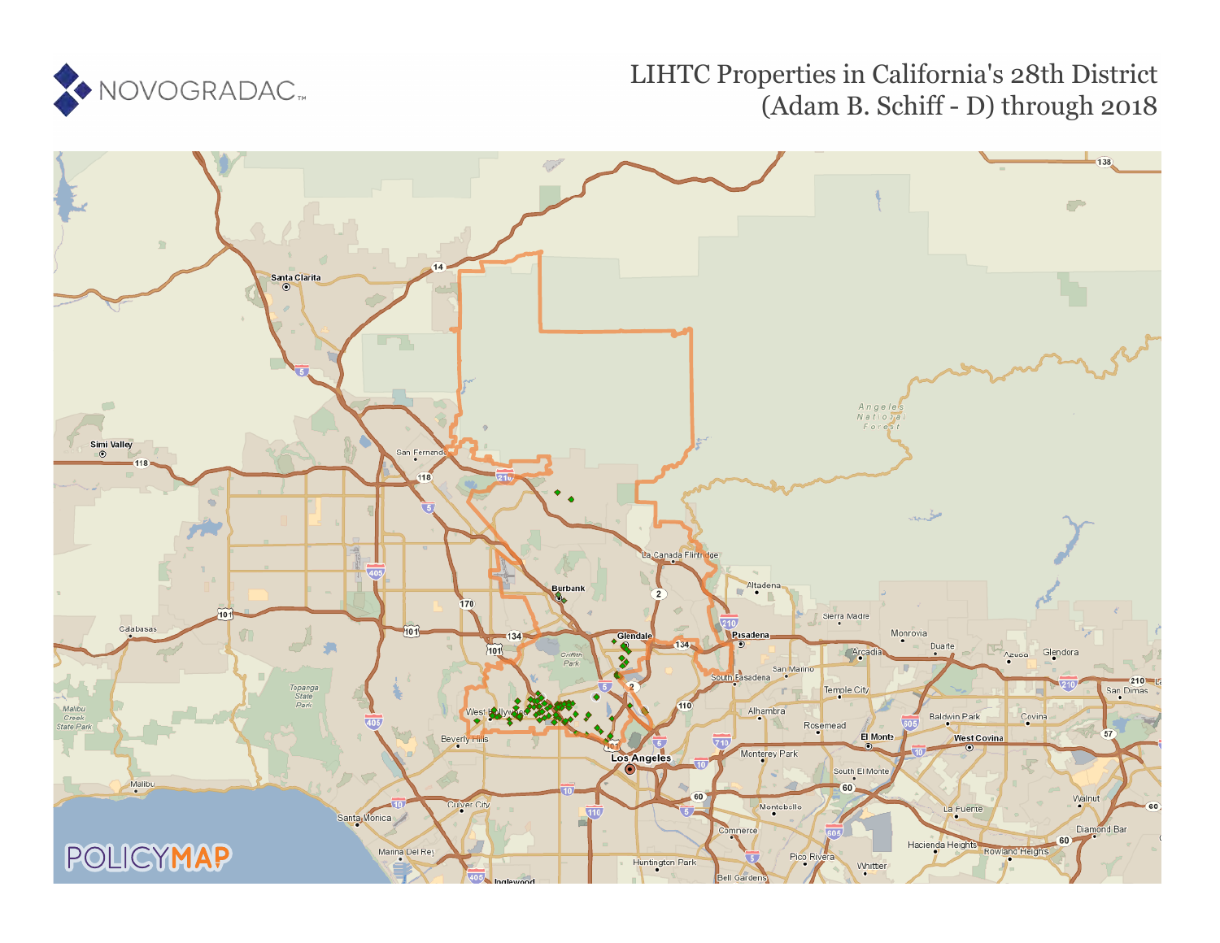# LIHTC Properties in California's 28th District (Adam B. Schiff - D) through 2018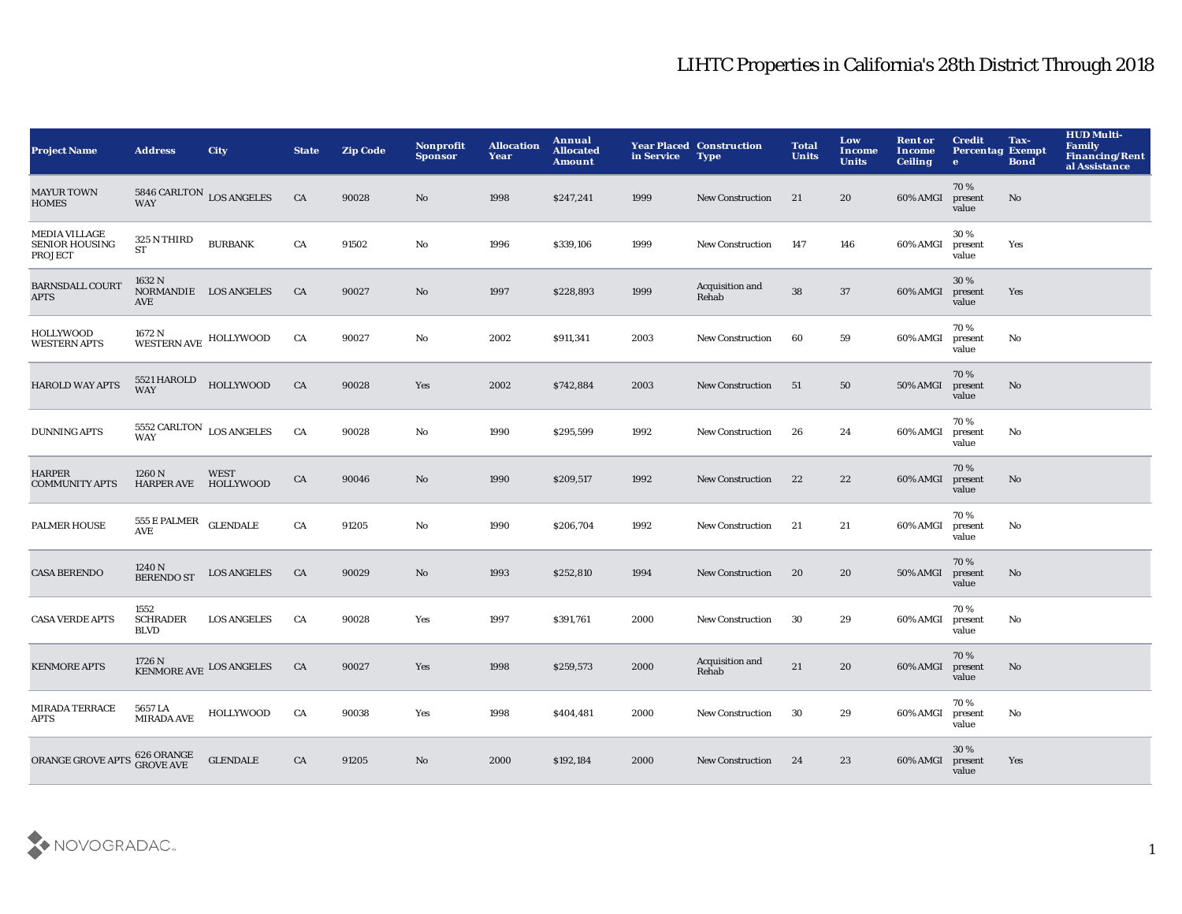# LIHTC Properties in California's 28th District Through 2018

| Project Name | Address | City | State | Zip Code | Nonprofit Sponsor | Allocation Year | Annual Allocated Amount | Year Placed in Service | Construction Type | Total Units | Low Income Units | Rent or Income Ceiling | Credit Percentage | Tax-Exempt Bond | HUD Multi-Family Financing/Rental Assistance |
|---|---|---|---|---|---|---|---|---|---|---|---|---|---|---|---|
| MAYUR TOWN HOMES | 5846 CARLTON WAY | LOS ANGELES | CA | 90028 | No | 1998 | $247,241 | 1999 | New Construction | 21 | 20 | 60% AMGI | 70 % present value | No | |
| MEDIA VILLAGE SENIOR HOUSING PROJECT | 325 N THIRD ST | BURBANK | CA | 91502 | No | 1996 | $339,106 | 1999 | New Construction | 147 | 146 | 60% AMGI | 30 % present value | Yes | |
| BARNSDALL COURT APTS | 1632 N NORMANDIE AVE | LOS ANGELES | CA | 90027 | No | 1997 | $228,893 | 1999 | Acquisition and Rehab | 38 | 37 | 60% AMGI | 30 % present value | Yes | |
| HOLLYWOOD WESTERN APTS | 1672 N WESTERN AVE | HOLLYWOOD | CA | 90027 | No | 2002 | $911,341 | 2003 | New Construction | 60 | 59 | 60% AMGI | 70 % present value | No | |
| HAROLD WAY APTS | 5521 HAROLD WAY | HOLLYWOOD | CA | 90028 | Yes | 2002 | $742,884 | 2003 | New Construction | 51 | 50 | 50% AMGI | 70 % present value | No | |
| DUNNING APTS | 5552 CARLTON WAY | LOS ANGELES | CA | 90028 | No | 1990 | $295,599 | 1992 | New Construction | 26 | 24 | 60% AMGI | 70 % present value | No | |
| HARPER COMMUNITY APTS | 1260 N HARPER AVE | WEST HOLLYWOOD | CA | 90046 | No | 1990 | $209,517 | 1992 | New Construction | 22 | 22 | 60% AMGI | 70 % present value | No | |
| PALMER HOUSE | 555 E PALMER AVE | GLENDALE | CA | 91205 | No | 1990 | $206,704 | 1992 | New Construction | 21 | 21 | 60% AMGI | 70 % present value | No | |
| CASA BERENDO | 1240 N BERENDO ST | LOS ANGELES | CA | 90029 | No | 1993 | $252,810 | 1994 | New Construction | 20 | 20 | 50% AMGI | 70 % present value | No | |
| CASA VERDE APTS | 1552 SCHRADER BLVD | LOS ANGELES | CA | 90028 | Yes | 1997 | $391,761 | 2000 | New Construction | 30 | 29 | 60% AMGI | 70 % present value | No | |
| KENMORE APTS | 1726 N KENMORE AVE | LOS ANGELES | CA | 90027 | Yes | 1998 | $259,573 | 2000 | Acquisition and Rehab | 21 | 20 | 60% AMGI | 70 % present value | No | |
| MIRADA TERRACE APTS | 5657 LA MIRADA AVE | HOLLYWOOD | CA | 90038 | Yes | 1998 | $404,481 | 2000 | New Construction | 30 | 29 | 60% AMGI | 70 % present value | No | |
| ORANGE GROVE APTS | 626 ORANGE GROVE AVE | GLENDALE | CA | 91205 | No | 2000 | $192,184 | 2000 | New Construction | 24 | 23 | 60% AMGI | 30 % present value | Yes | |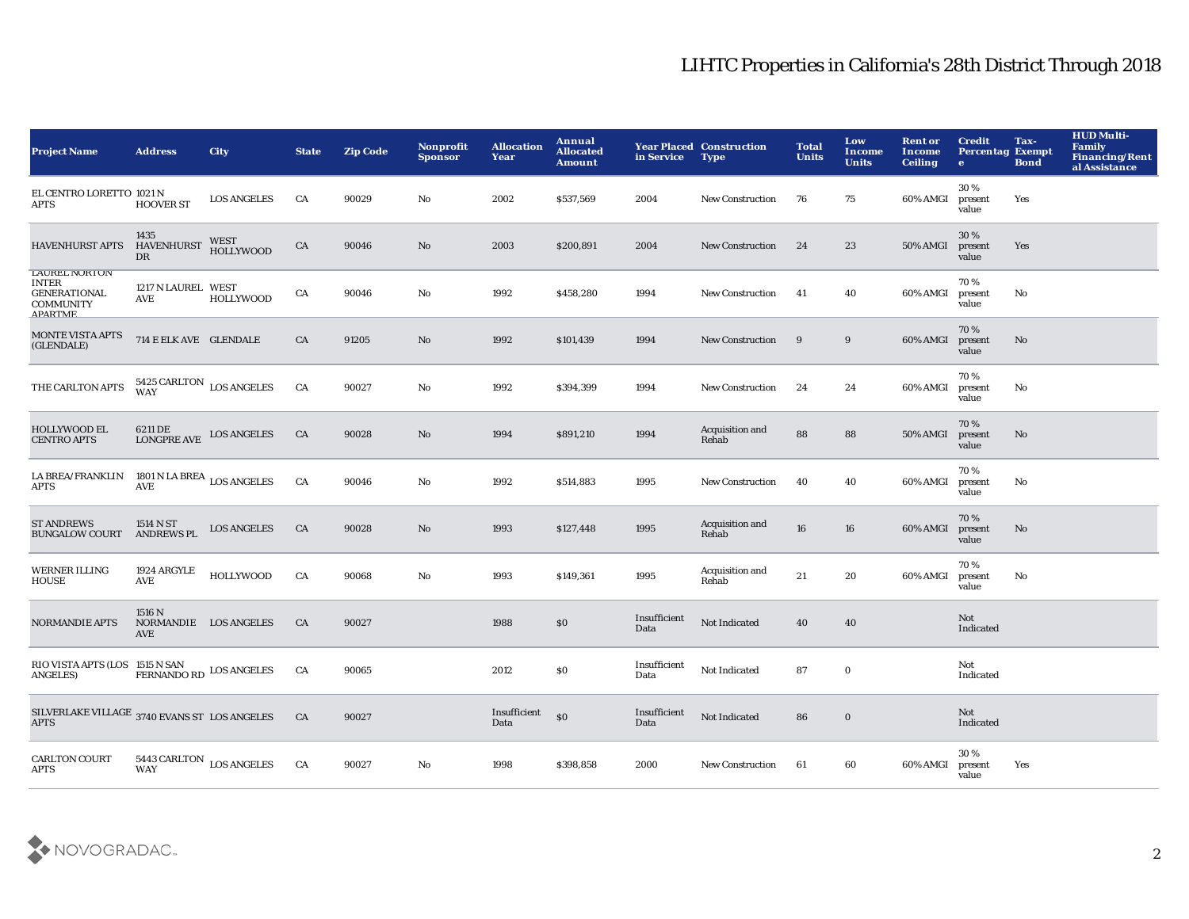# LIHTC Properties in California's 28th District Through 2018

| Project Name | Address | City | State | Zip Code | Nonprofit Sponsor | Allocation Year | Annual Allocated Amount | Year Placed in Service | Construction Type | Total Units | Low Income Units | Rent or Income Ceiling | Credit Percentage | Tax-Exempt Bond | HUD Multi-Family Financing/Rental Assistance |
|---|---|---|---|---|---|---|---|---|---|---|---|---|---|---|---|
| EL CENTRO LORETTO APTS | 1021 N HOOVER ST | LOS ANGELES | CA | 90029 | No | 2002 | $537,569 | 2004 | New Construction | 76 | 75 | 60% AMGI | 30 % present value | Yes | |
| HAVENHURST APTS | 1435 HAVENHURST DR | WEST HOLLYWOOD | CA | 90046 | No | 2003 | $200,891 | 2004 | New Construction | 24 | 23 | 50% AMGI | 30 % present value | Yes | |
| LAUREL NORTON INTER GENERATIONAL COMMUNITY APARTME | 1217 N LAUREL AVE | WEST HOLLYWOOD | CA | 90046 | No | 1992 | $458,280 | 1994 | New Construction | 41 | 40 | 60% AMGI | 70 % present value | No | |
| MONTE VISTA APTS (GLENDALE) | 714 E ELK AVE | GLENDALE | CA | 91205 | No | 1992 | $101,439 | 1994 | New Construction | 9 | 9 | 60% AMGI | 70 % present value | No | |
| THE CARLTON APTS | 5425 CARLTON WAY | LOS ANGELES | CA | 90027 | No | 1992 | $394,399 | 1994 | New Construction | 24 | 24 | 60% AMGI | 70 % present value | No | |
| HOLLYWOOD EL CENTRO APTS | 6211 DE LONGPRE AVE | LOS ANGELES | CA | 90028 | No | 1994 | $891,210 | 1994 | Acquisition and Rehab | 88 | 88 | 50% AMGI | 70 % present value | No | |
| LA BREA/FRANKLIN APTS | 1801 N LA BREA AVE | LOS ANGELES | CA | 90046 | No | 1992 | $514,883 | 1995 | New Construction | 40 | 40 | 60% AMGI | 70 % present value | No | |
| ST ANDREWS BUNGALOW COURT | 1514 N ST ANDREWS PL | LOS ANGELES | CA | 90028 | No | 1993 | $127,448 | 1995 | Acquisition and Rehab | 16 | 16 | 60% AMGI | 70 % present value | No | |
| WERNER ILLING HOUSE | 1924 ARGYLE AVE | HOLLYWOOD | CA | 90068 | No | 1993 | $149,361 | 1995 | Acquisition and Rehab | 21 | 20 | 60% AMGI | 70 % present value | No | |
| NORMANDIE APTS | 1516 N NORMANDIE AVE | LOS ANGELES | CA | 90027 | | 1988 | $0 | Insufficient Data | Not Indicated | 40 | 40 | | Not Indicated | | |
| RIO VISTA APTS (LOS ANGELES) | 1515 N SAN FERNANDO RD | LOS ANGELES | CA | 90065 | | 2012 | $0 | Insufficient Data | Not Indicated | 87 | 0 | | Not Indicated | | |
| SILVERLAKE VILLAGE APTS | 3740 EVANS ST | LOS ANGELES | CA | 90027 | | Insufficient Data | $0 | Insufficient Data | Not Indicated | 86 | 0 | | Not Indicated | | |
| CARLTON COURT APTS | 5443 CARLTON WAY | LOS ANGELES | CA | 90027 | No | 1998 | $398,858 | 2000 | New Construction | 61 | 60 | 60% AMGI | 30 % present value | Yes | |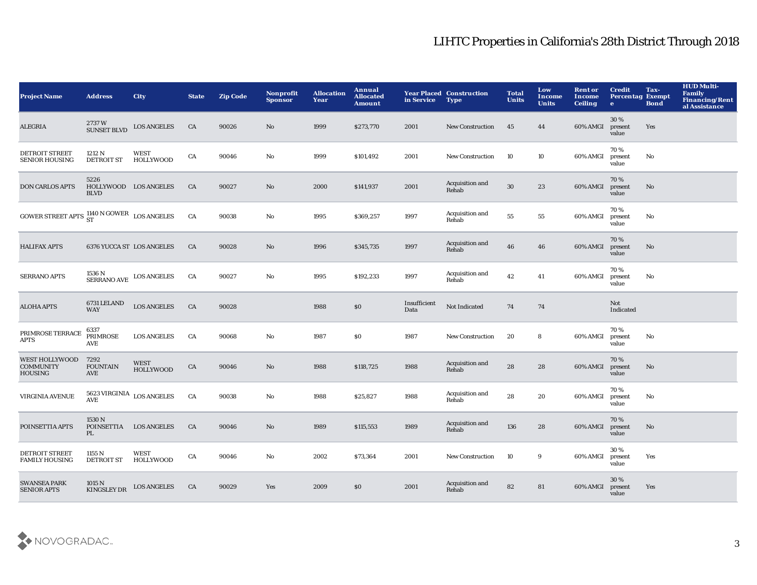# LIHTC Properties in California's 28th District Through 2018

| Project Name | Address | City | State | Zip Code | Nonprofit Sponsor | Allocation Year | Annual Allocated Amount | Year Placed in Service | Construction Type | Total Units | Low Income Units | Rent or Income Ceiling | Credit Percentage | Tax-Exempt Bond | HUD Multi-Family Financing/Rental Assistance |
|---|---|---|---|---|---|---|---|---|---|---|---|---|---|---|---|
| ALEGRIA | 2737 W SUNSET BLVD | LOS ANGELES | CA | 90026 | No | 1999 | $273,770 | 2001 | New Construction | 45 | 44 | 60% AMGI | 30 % present value | Yes | |
| DETROIT STREET SENIOR HOUSING | 1212 N DETROIT ST | WEST HOLLYWOOD | CA | 90046 | No | 1999 | $101,492 | 2001 | New Construction | 10 | 10 | 60% AMGI | 70 % present value | No | |
| DON CARLOS APTS | 5226 HOLLYWOOD BLVD | LOS ANGELES | CA | 90027 | No | 2000 | $141,937 | 2001 | Acquisition and Rehab | 30 | 23 | 60% AMGI | 70 % present value | No | |
| GOWER STREET APTS | 1140 N GOWER ST | LOS ANGELES | CA | 90038 | No | 1995 | $369,257 | 1997 | Acquisition and Rehab | 55 | 55 | 60% AMGI | 70 % present value | No | |
| HALIFAX APTS | 6376 YUCCA ST | LOS ANGELES | CA | 90028 | No | 1996 | $345,735 | 1997 | Acquisition and Rehab | 46 | 46 | 60% AMGI | 70 % present value | No | |
| SERRANO APTS | 1536 N SERRANO AVE | LOS ANGELES | CA | 90027 | No | 1995 | $192,233 | 1997 | Acquisition and Rehab | 42 | 41 | 60% AMGI | 70 % present value | No | |
| ALOHA APTS | 6731 LELAND WAY | LOS ANGELES | CA | 90028 | | 1988 | $0 | Insufficient Data | Not Indicated | 74 | 74 | | Not Indicated | | |
| PRIMROSE TERRACE APTS | 6337 PRIMROSE AVE | LOS ANGELES | CA | 90068 | No | 1987 | $0 | 1987 | New Construction | 20 | 8 | 60% AMGI | 70 % present value | No | |
| WEST HOLLYWOOD COMMUNITY HOUSING | 7292 FOUNTAIN AVE | WEST HOLLYWOOD | CA | 90046 | No | 1988 | $118,725 | 1988 | Acquisition and Rehab | 28 | 28 | 60% AMGI | 70 % present value | No | |
| VIRGINIA AVENUE | 5623 VIRGINIA AVE | LOS ANGELES | CA | 90038 | No | 1988 | $25,827 | 1988 | Acquisition and Rehab | 28 | 20 | 60% AMGI | 70 % present value | No | |
| POINSETTIA APTS | 1530 N POINSETTIA PL | LOS ANGELES | CA | 90046 | No | 1989 | $115,553 | 1989 | Acquisition and Rehab | 136 | 28 | 60% AMGI | 70 % present value | No | |
| DETROIT STREET FAMILY HOUSING | 1155 N DETROIT ST | WEST HOLLYWOOD | CA | 90046 | No | 2002 | $73,364 | 2001 | New Construction | 10 | 9 | 60% AMGI | 30 % present value | Yes | |
| SWANSEA PARK SENIOR APTS | 1015 N KINGSLEY DR | LOS ANGELES | CA | 90029 | Yes | 2009 | $0 | 2001 | Acquisition and Rehab | 82 | 81 | 60% AMGI | 30 % present value | Yes | |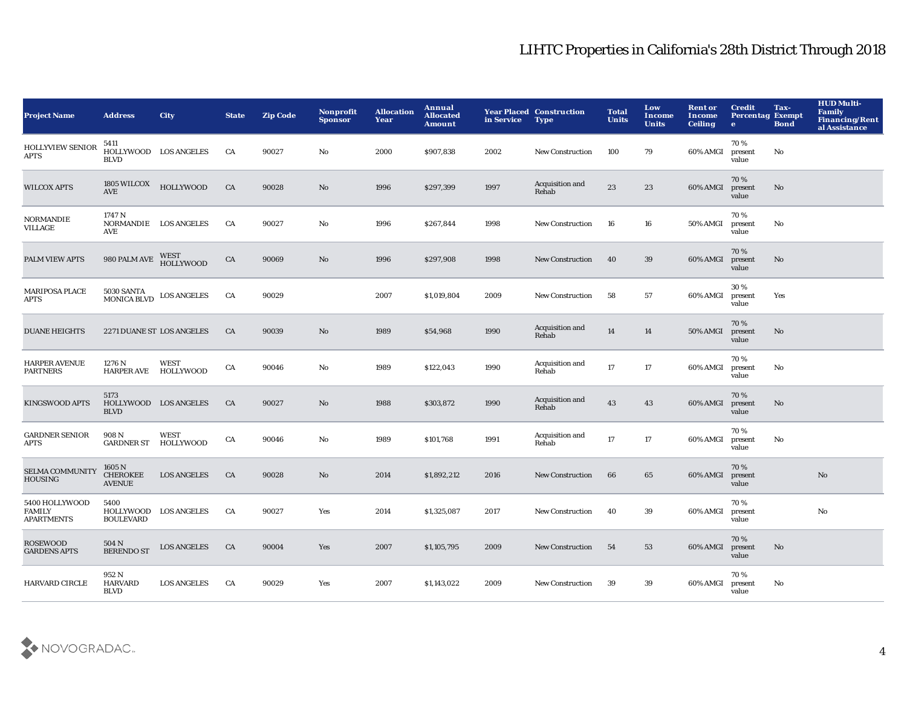# LIHTC Properties in California's 28th District Through 2018

| Project Name | Address | City | State | Zip Code | Nonprofit Sponsor | Allocation Year | Annual Allocated Amount | Year Placed in Service | Construction Type | Total Units | Low Income Units | Rent or Income Ceiling | Credit Percentage | Tax-Exempt Bond | HUD Multi-Family Financing/Rental Assistance |
|---|---|---|---|---|---|---|---|---|---|---|---|---|---|---|---|
| HOLLYVIEW SENIOR APTS | 5411 HOLLYWOOD BLVD | LOS ANGELES | CA | 90027 | No | 2000 | $907,838 | 2002 | New Construction | 100 | 79 | 60% AMGI | 70 % present value | No | |
| WILCOX APTS | 1805 WILCOX AVE | HOLLYWOOD | CA | 90028 | No | 1996 | $297,399 | 1997 | Acquisition and Rehab | 23 | 23 | 60% AMGI | 70 % present value | No | |
| NORMANDIE VILLAGE | 1747 N NORMANDIE AVE | LOS ANGELES | CA | 90027 | No | 1996 | $267,844 | 1998 | New Construction | 16 | 16 | 50% AMGI | 70 % present value | No | |
| PALM VIEW APTS | 980 PALM AVE | WEST HOLLYWOOD | CA | 90069 | No | 1996 | $297,908 | 1998 | New Construction | 40 | 39 | 60% AMGI | 70 % present value | No | |
| MARIPOSA PLACE APTS | 5030 SANTA MONICA BLVD | LOS ANGELES | CA | 90029 | | 2007 | $1,019,804 | 2009 | New Construction | 58 | 57 | 60% AMGI | 30 % present value | Yes | |
| DUANE HEIGHTS | 2271 DUANE ST | LOS ANGELES | CA | 90039 | No | 1989 | $54,968 | 1990 | Acquisition and Rehab | 14 | 14 | 50% AMGI | 70 % present value | No | |
| HARPER AVENUE PARTNERS | 1276 N HARPER AVE | WEST HOLLYWOOD | CA | 90046 | No | 1989 | $122,043 | 1990 | Acquisition and Rehab | 17 | 17 | 60% AMGI | 70 % present value | No | |
| KINGSWOOD APTS | 5173 HOLLYWOOD BLVD | LOS ANGELES | CA | 90027 | No | 1988 | $303,872 | 1990 | Acquisition and Rehab | 43 | 43 | 60% AMGI | 70 % present value | No | |
| GARDNER SENIOR APTS | 908 N GARDNER ST | WEST HOLLYWOOD | CA | 90046 | No | 1989 | $101,768 | 1991 | Acquisition and Rehab | 17 | 17 | 60% AMGI | 70 % present value | No | |
| SELMA COMMUNITY HOUSING | 1605 N CHEROKEE AVENUE | LOS ANGELES | CA | 90028 | No | 2014 | $1,892,212 | 2016 | New Construction | 66 | 65 | 60% AMGI | 70 % present value | | No |
| 5400 HOLLYWOOD FAMILY APARTMENTS | 5400 HOLLYWOOD BOULEVARD | LOS ANGELES | CA | 90027 | Yes | 2014 | $1,325,087 | 2017 | New Construction | 40 | 39 | 60% AMGI | 70 % present value | | No |
| ROSEWOOD GARDENS APTS | 504 N BERENDO ST | LOS ANGELES | CA | 90004 | Yes | 2007 | $1,105,795 | 2009 | New Construction | 54 | 53 | 60% AMGI | 70 % present value | No | |
| HARVARD CIRCLE | 952 N HARVARD BLVD | LOS ANGELES | CA | 90029 | Yes | 2007 | $1,143,022 | 2009 | New Construction | 39 | 39 | 60% AMGI | 70 % present value | No | |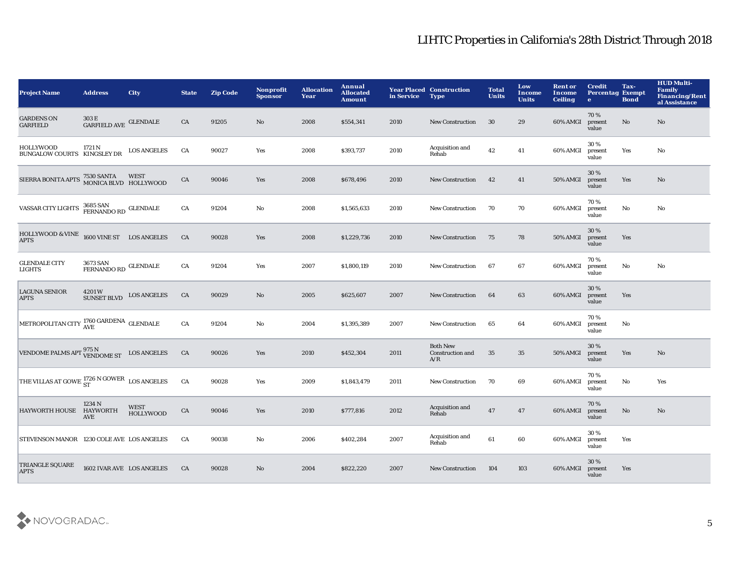# LIHTC Properties in California's 28th District Through 2018

| Project Name | Address | City | State | Zip Code | Nonprofit Sponsor | Allocation Year | Annual Allocated Amount | Year Placed in Service | Construction Type | Total Units | Low Income Units | Rent or Income Ceiling | Credit Percentage | Tax-Exempt Bond | HUD Multi-Family Financing/Rental Assistance |
|---|---|---|---|---|---|---|---|---|---|---|---|---|---|---|---|
| GARDENS ON GARFIELD | 303 E GARFIELD AVE | GLENDALE | CA | 91205 | No | 2008 | $554,341 | 2010 | New Construction | 30 | 29 | 60% AMGI | 70 % present value | No | No |
| HOLLYWOOD BUNGALOW COURTS | 1721 N KINGSLEY DR | LOS ANGELES | CA | 90027 | Yes | 2008 | $393,737 | 2010 | Acquisition and Rehab | 42 | 41 | 60% AMGI | 30 % present value | Yes | No |
| SIERRA BONITA APTS | 7530 SANTA MONICA BLVD | WEST HOLLYWOOD | CA | 90046 | Yes | 2008 | $678,496 | 2010 | New Construction | 42 | 41 | 50% AMGI | 30 % present value | Yes | No |
| VASSAR CITY LIGHTS | 3685 SAN FERNANDO RD | GLENDALE | CA | 91204 | No | 2008 | $1,565,633 | 2010 | New Construction | 70 | 70 | 60% AMGI | 70 % present value | No | No |
| HOLLYWOOD & VINE APTS | 1600 VINE ST | LOS ANGELES | CA | 90028 | Yes | 2008 | $1,229,736 | 2010 | New Construction | 75 | 78 | 50% AMGI | 30 % present value | Yes | |
| GLENDALE CITY LIGHTS | 3673 SAN FERNANDO RD | GLENDALE | CA | 91204 | Yes | 2007 | $1,800,119 | 2010 | New Construction | 67 | 67 | 60% AMGI | 70 % present value | No | No |
| LAGUNA SENIOR APTS | 4201 W SUNSET BLVD | LOS ANGELES | CA | 90029 | No | 2005 | $625,607 | 2007 | New Construction | 64 | 63 | 60% AMGI | 30 % present value | Yes | |
| METROPOLITAN CITY | 1760 GARDENA AVE | GLENDALE | CA | 91204 | No | 2004 | $1,395,389 | 2007 | New Construction | 65 | 64 | 60% AMGI | 70 % present value | No | |
| VENDOME PALMS APT | 975 N VENDOME ST | LOS ANGELES | CA | 90026 | Yes | 2010 | $452,304 | 2011 | Both New Construction and A/R | 35 | 35 | 50% AMGI | 30 % present value | Yes | No |
| THE VILLAS AT GOWE | 1726 N GOWER ST | LOS ANGELES | CA | 90028 | Yes | 2009 | $1,843,479 | 2011 | New Construction | 70 | 69 | 60% AMGI | 70 % present value | No | Yes |
| HAYWORTH HOUSE | 1234 N HAYWORTH AVE | WEST HOLLYWOOD | CA | 90046 | Yes | 2010 | $777,816 | 2012 | Acquisition and Rehab | 47 | 47 | 60% AMGI | 70 % present value | No | No |
| STEVENSON MANOR | 1230 COLE AVE | LOS ANGELES | CA | 90038 | No | 2006 | $402,284 | 2007 | Acquisition and Rehab | 61 | 60 | 60% AMGI | 30 % present value | Yes | |
| TRIANGLE SQUARE APTS | 1602 IVAR AVE | LOS ANGELES | CA | 90028 | No | 2004 | $822,220 | 2007 | New Construction | 104 | 103 | 60% AMGI | 30 % present value | Yes | |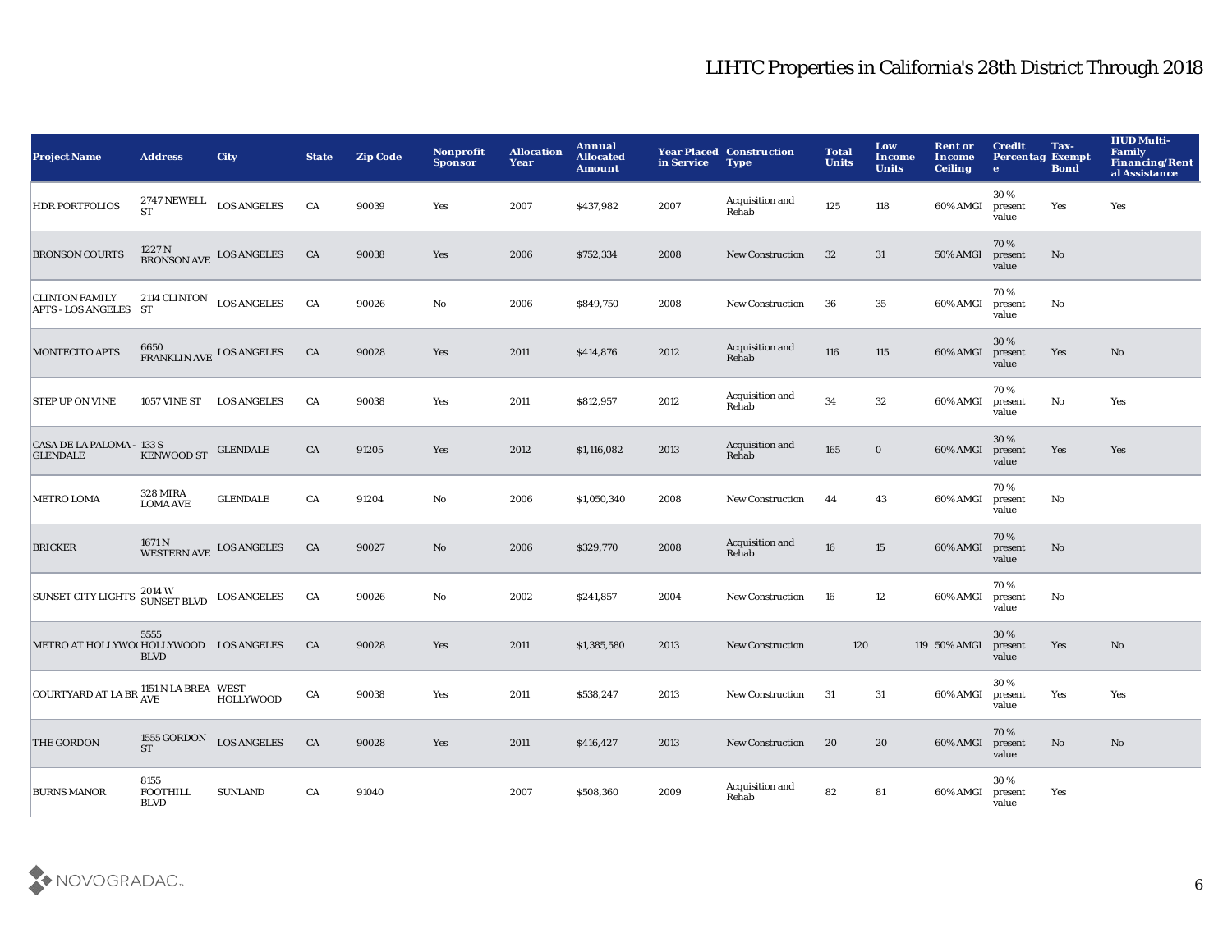# LIHTC Properties in California's 28th District Through 2018

| Project Name | Address | City | State | Zip Code | Nonprofit Sponsor | Allocation Year | Annual Allocated Amount | Year Placed in Service | Construction Type | Total Units | Low Income Units | Rent or Income Ceiling | Credit Percentage | Tax-Exempt Bond | HUD Multi-Family Financing/Rental Assistance |
|---|---|---|---|---|---|---|---|---|---|---|---|---|---|---|---|
| HDR PORTFOLIOS | 2747 NEWELL ST | LOS ANGELES | CA | 90039 | Yes | 2007 | $437,982 | 2007 | Acquisition and Rehab | 125 | 118 | 60% AMGI | 30 % present value | Yes | Yes |
| BRONSON COURTS | 1227 N BRONSON AVE | LOS ANGELES | CA | 90038 | Yes | 2006 | $752,334 | 2008 | New Construction | 32 | 31 | 50% AMGI | 70 % present value | No | |
| CLINTON FAMILY APTS - LOS ANGELES | 2114 CLINTON ST | LOS ANGELES | CA | 90026 | No | 2006 | $849,750 | 2008 | New Construction | 36 | 35 | 60% AMGI | 70 % present value | No | |
| MONTECITO APTS | 6650 FRANKLIN AVE | LOS ANGELES | CA | 90028 | Yes | 2011 | $414,876 | 2012 | Acquisition and Rehab | 116 | 115 | 60% AMGI | 30 % present value | Yes | No |
| STEP UP ON VINE | 1057 VINE ST | LOS ANGELES | CA | 90038 | Yes | 2011 | $812,957 | 2012 | Acquisition and Rehab | 34 | 32 | 60% AMGI | 70 % present value | No | Yes |
| CASA DE LA PALOMA - GLENDALE | 133 S KENWOOD ST | GLENDALE | CA | 91205 | Yes | 2012 | $1,116,082 | 2013 | Acquisition and Rehab | 165 | 0 | 60% AMGI | 30 % present value | Yes | Yes |
| METRO LOMA | 328 MIRA LOMA AVE | GLENDALE | CA | 91204 | No | 2006 | $1,050,340 | 2008 | New Construction | 44 | 43 | 60% AMGI | 70 % present value | No | |
| BRICKER | 1671 N WESTERN AVE | LOS ANGELES | CA | 90027 | No | 2006 | $329,770 | 2008 | Acquisition and Rehab | 16 | 15 | 60% AMGI | 70 % present value | No | |
| SUNSET CITY LIGHTS | 2014 W SUNSET BLVD | LOS ANGELES | CA | 90026 | No | 2002 | $241,857 | 2004 | New Construction | 16 | 12 | 60% AMGI | 70 % present value | No | |
| METRO AT HOLLYWOO | 5555 HOLLYWOOD BLVD | LOS ANGELES | CA | 90028 | Yes | 2011 | $1,385,580 | 2013 | New Construction | 120 | 119 | 50% AMGI | 30 % present value | Yes | No |
| COURTYARD AT LA BR | 1151 N LA BREA AVE | WEST HOLLYWOOD | CA | 90038 | Yes | 2011 | $538,247 | 2013 | New Construction | 31 | 31 | 60% AMGI | 30 % present value | Yes | Yes |
| THE GORDON | 1555 GORDON ST | LOS ANGELES | CA | 90028 | Yes | 2011 | $416,427 | 2013 | New Construction | 20 | 20 | 60% AMGI | 70 % present value | No | No |
| BURNS MANOR | 8155 FOOTHILL BLVD | SUNLAND | CA | 91040 | | 2007 | $508,360 | 2009 | Acquisition and Rehab | 82 | 81 | 60% AMGI | 30 % present value | Yes | |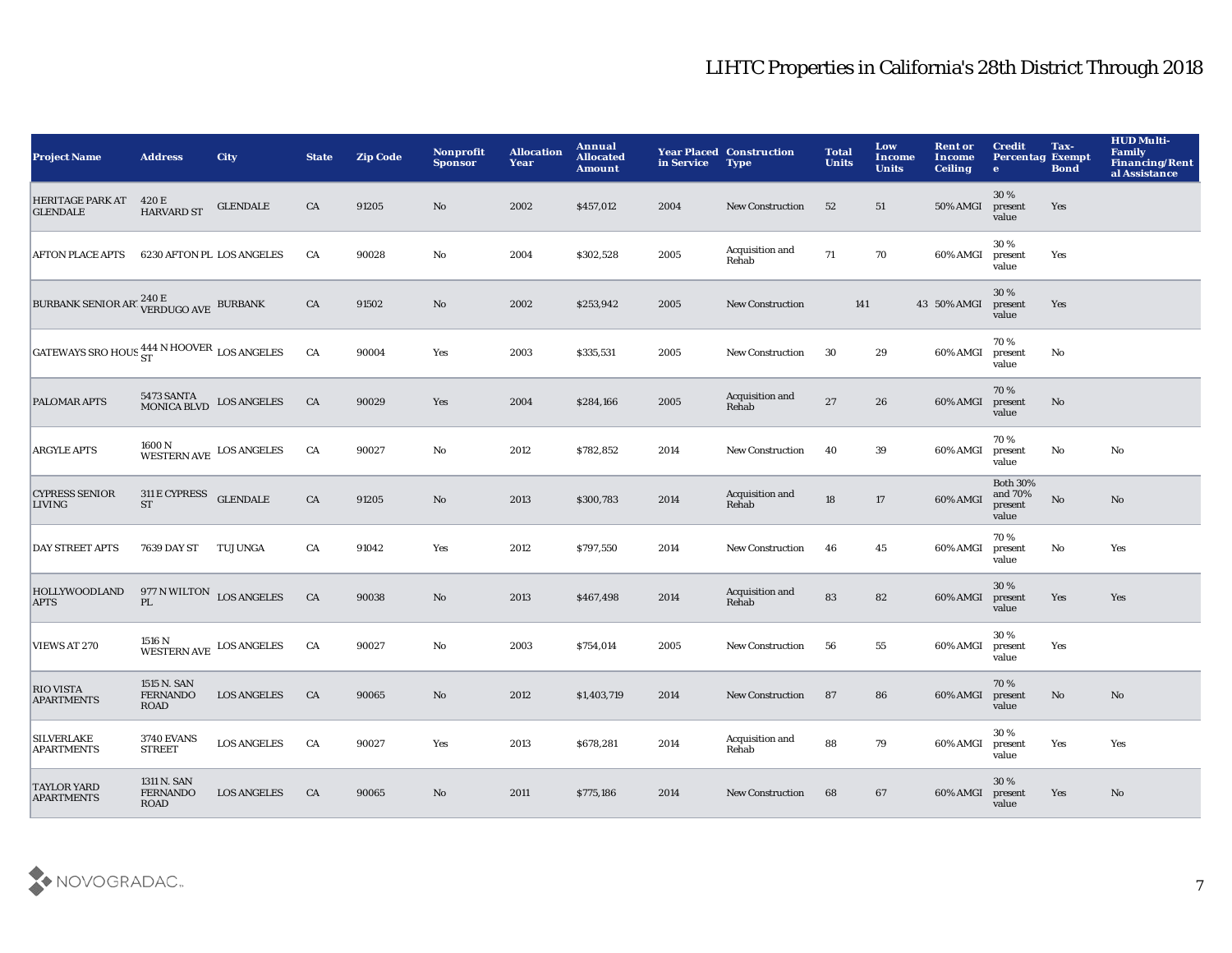# LIHTC Properties in California's 28th District Through 2018

| Project Name | Address | City | State | Zip Code | Nonprofit Sponsor | Allocation Year | Annual Allocated Amount | Year Placed in Service | Construction Type | Total Units | Low Income Units | Rent or Income Ceiling | Credit Percentage | Tax-Exempt Bond | HUD Multi-Family Financing/Rental Assistance |
|---|---|---|---|---|---|---|---|---|---|---|---|---|---|---|---|
| HERITAGE PARK AT GLENDALE | 420 E HARVARD ST | GLENDALE | CA | 91205 | No | 2002 | $457,012 | 2004 | New Construction | 52 | 51 | 50% AMGI | 30 % present value | Yes | |
| AFTON PLACE APTS | 6230 AFTON PL | LOS ANGELES | CA | 90028 | No | 2004 | $302,528 | 2005 | Acquisition and Rehab | 71 | 70 | 60% AMGI | 30 % present value | Yes | |
| BURBANK SENIOR ART | 240 E VERDUGO AVE | BURBANK | CA | 91502 | No | 2002 | $253,942 | 2005 | New Construction | 141 | 43 | 50% AMGI | 30 % present value | Yes | |
| GATEWAYS SRO HOUS | 444 N HOOVER ST | LOS ANGELES | CA | 90004 | Yes | 2003 | $335,531 | 2005 | New Construction | 30 | 29 | 60% AMGI | 70 % present value | No | |
| PALOMAR APTS | 5473 SANTA MONICA BLVD | LOS ANGELES | CA | 90029 | Yes | 2004 | $284,166 | 2005 | Acquisition and Rehab | 27 | 26 | 60% AMGI | 70 % present value | No | |
| ARGYLE APTS | 1600 N WESTERN AVE | LOS ANGELES | CA | 90027 | No | 2012 | $782,852 | 2014 | New Construction | 40 | 39 | 60% AMGI | 70 % present value | No | No |
| CYPRESS SENIOR LIVING | 311 E CYPRESS ST | GLENDALE | CA | 91205 | No | 2013 | $300,783 | 2014 | Acquisition and Rehab | 18 | 17 | 60% AMGI | Both 30% and 70% present value | No | No |
| DAY STREET APTS | 7639 DAY ST | TUJUNGA | CA | 91042 | Yes | 2012 | $797,550 | 2014 | New Construction | 46 | 45 | 60% AMGI | 70 % present value | No | Yes |
| HOLLYWOODLAND APTS | 977 N WILTON PL | LOS ANGELES | CA | 90038 | No | 2013 | $467,498 | 2014 | Acquisition and Rehab | 83 | 82 | 60% AMGI | 30 % present value | Yes | Yes |
| VIEWS AT 270 | 1516 N WESTERN AVE | LOS ANGELES | CA | 90027 | No | 2003 | $754,014 | 2005 | New Construction | 56 | 55 | 60% AMGI | 30 % present value | Yes | |
| RIO VISTA APARTMENTS | 1515 N. SAN FERNANDO ROAD | LOS ANGELES | CA | 90065 | No | 2012 | $1,403,719 | 2014 | New Construction | 87 | 86 | 60% AMGI | 70 % present value | No | No |
| SILVERLAKE APARTMENTS | 3740 EVANS STREET | LOS ANGELES | CA | 90027 | Yes | 2013 | $678,281 | 2014 | Acquisition and Rehab | 88 | 79 | 60% AMGI | 30 % present value | Yes | Yes |
| TAYLOR YARD APARTMENTS | 1311 N. SAN FERNANDO ROAD | LOS ANGELES | CA | 90065 | No | 2011 | $775,186 | 2014 | New Construction | 68 | 67 | 60% AMGI | 30 % present value | Yes | No |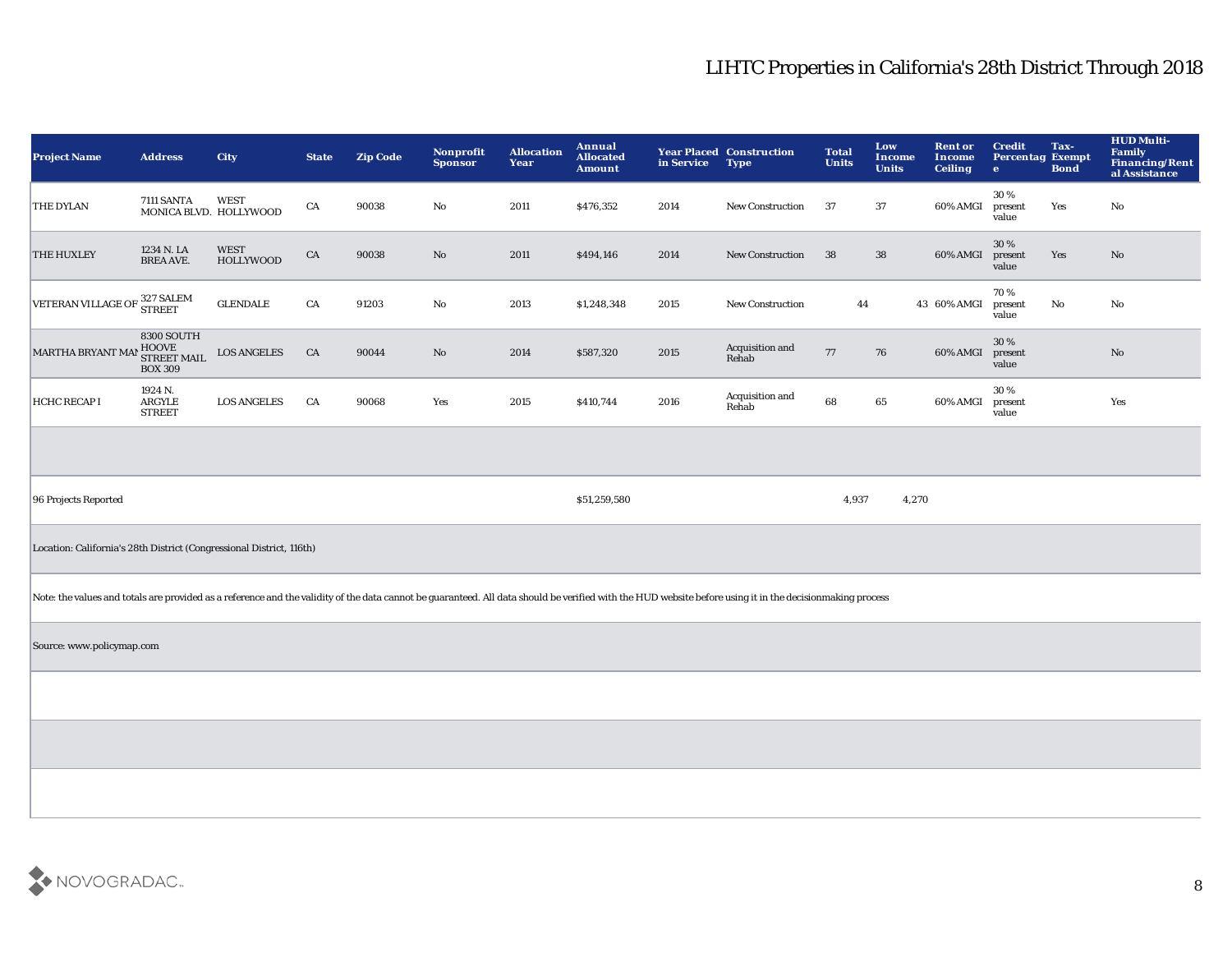# LIHTC Properties in California's 28th District Through 2018

| Project Name | Address | City | State | Zip Code | Nonprofit Sponsor | Allocation Year | Annual Allocated Amount | Year Placed in Service | Construction Type | Total Units | Low Income Units | Rent or Income Ceiling | Credit Percentage | Tax-Exempt Bond | HUD Multi-Family Financing/Rental Assistance |
|---|---|---|---|---|---|---|---|---|---|---|---|---|---|---|---|
| THE DYLAN | 7111 SANTA MONICA BLVD. | WEST HOLLYWOOD | CA | 90038 | No | 2011 | $476,352 | 2014 | New Construction | 37 | 37 | 60% AMGI | 30 % present value | Yes | No |
| THE HUXLEY | 1234 N. LA BREA AVE. | WEST HOLLYWOOD | CA | 90038 | No | 2011 | $494,146 | 2014 | New Construction | 38 | 38 | 60% AMGI | 30 % present value | Yes | No |
| VETERAN VILLAGE OF | 327 SALEM STREET | GLENDALE | CA | 91203 | No | 2013 | $1,248,348 | 2015 | New Construction | 44 | 43 | 60% AMGI | 70 % present value | No | No |
| MARTHA BRYANT MAN | 8300 SOUTH HOOVE STREET MAIL BOX 309 | LOS ANGELES | CA | 90044 | No | 2014 | $587,320 | 2015 | Acquisition and Rehab | 77 | 76 | 60% AMGI | 30 % present value | | No |
| HCHC RECAP I | 1924 N. ARGYLE STREET | LOS ANGELES | CA | 90068 | Yes | 2015 | $410,744 | 2016 | Acquisition and Rehab | 68 | 65 | 60% AMGI | 30 % present value | | Yes |
| | | | | | | | | | | | | | | | |
| 96 Projects Reported | | | | | | | $51,259,580 | | | 4,937 | 4,270 | | | | |

Location: California's 28th District (Congressional District, 116th)

Note: the values and totals are provided as a reference and the validity of the data cannot be guaranteed. All data should be verified with the HUD website before using it in the decisionmaking process

Source: www.policymap.com